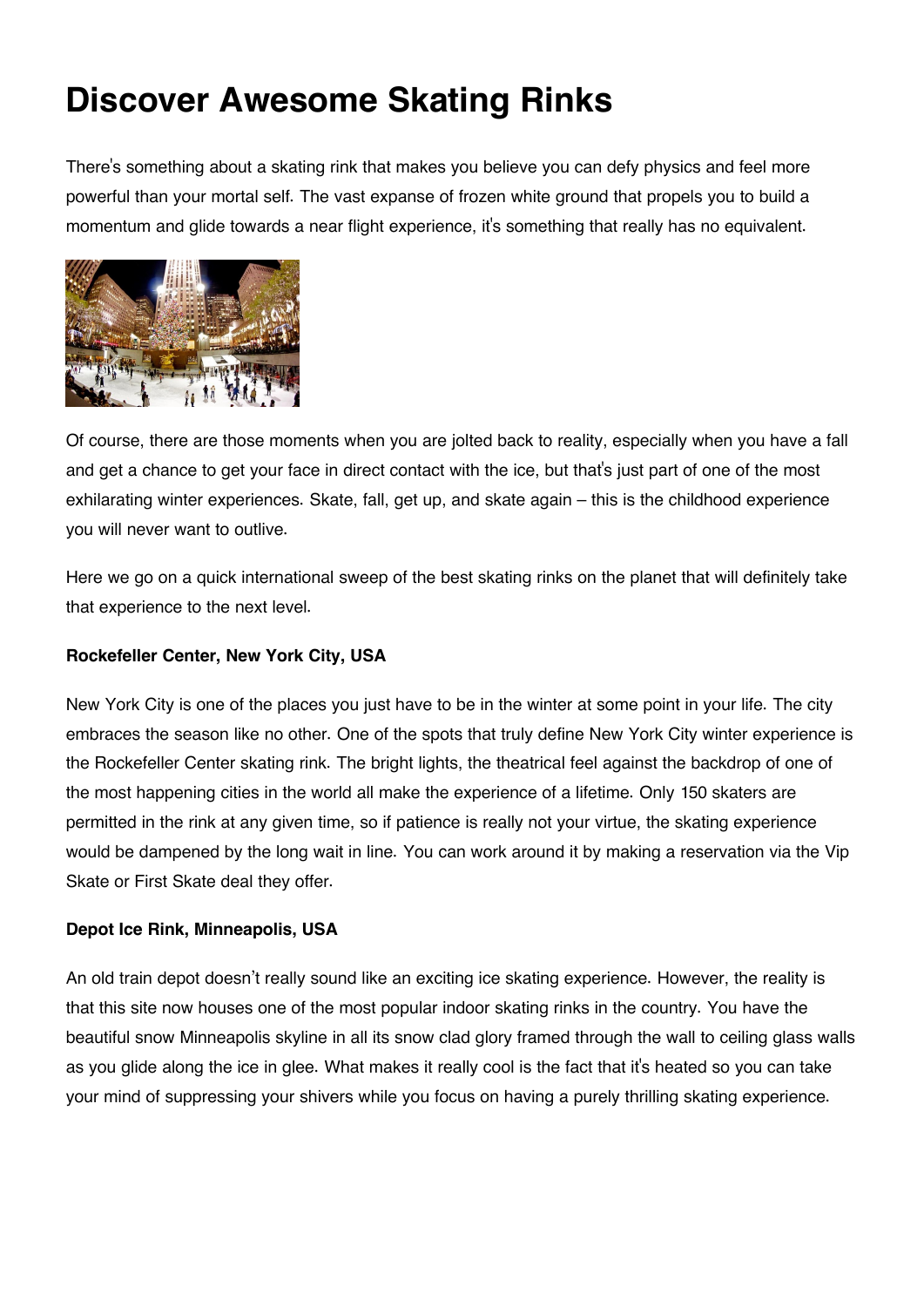# Discover Awesome Skating Rinks

There's something about a skating rink that makes you believe you can defy physics and feel more powerful than your mortal self. The vast expanse of frozen white ground that propels you to build a momentum and glide towards a near flight experience, it's something that really has no equivalent.

Of course, there are those moments when you are jolted back to reality, especially when you have a fall and get a chance to get your face in direct contact with the ice, but that's just part of one of the most exhilarating winter experiences. Skate, fall, get up, and skate again – this is the childhood experience you will never want to outlive.

Here we go on a quick international sweep of the best skating rinks on the planet that will definitely take that experience to the next level.

**Rockefeller Center, New York City, USA**

New York City is one of the places you just have to be in the winter at some point in your life. The city embraces the season like no other. One of the spots that truly define New York City winter experience is the Rockefeller Center skating rink. The bright lights, the theatrical feel against the backdrop of one of the most happening cities in the world all make the experience of a lifetime. Only 150 skaters are permitted in the rink at any given time, so if patience is really not your virtue, the skating experience would be dampened by the long wait in line. You can work around it by making a reservation via the Vip Skate or First Skate deal they offer.

**Depot Ice Rink, Minneapolis, USA**

An old train depot doesn't really sound like an exciting ice skating experience. However, the reality is that this site now houses one of the most popular indoor skating rinks in the country. You have the beautiful snow Minneapolis skyline in all its snow clad glory framed through the wall to ceiling glass walls as you glide along the ice in glee. What makes it really cool is the fact that it's heated so you can take your mind of suppressing your shivers while you focus on having a purely thrilling skating experience.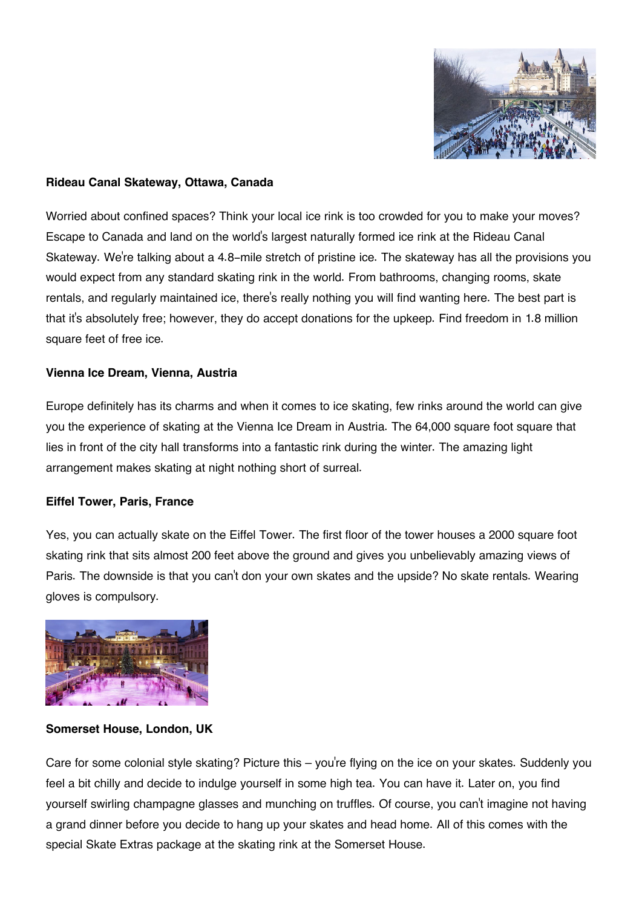**Rideau Canal Skateway, Ottawa, Canada**

Worried about confined spaces? Think your local ice rink is too crowded for you to make your moves? Escape to Canada and land on the world's largest naturally formed ice rink at the Rideau Canal Skateway. We're talking about a 4.8-mile stretch of pristine ice. The skateway has all the provisions you would expect from any standard skating rink in the world. From bathrooms, changing rooms, skate rentals, and regularly maintained ice, there's really nothing you will find wanting here. The best part is that it's absolutely free; however, they do accept donations for the upkeep. Find freedom in 1.8 million square feet of free ice.

**Vienna Ice Dream, Vienna, Austria**

Europe definitely has its charms and when it comes to ice skating, few rinks around the world can give you the experience of skating at the Vienna Ice Dream in Austria. The 64,000 square foot square that lies in front of the city hall transforms into a fantastic rink during the winter. The amazing light arrangement makes skating at night nothing short of surreal.

**Eiffel Tower, Paris, France**

Yes, you can actually skate on the Eiffel Tower. The first floor of the tower houses a 2000 square foot skating rink that sits almost 200 feet above the ground and gives you unbelievably amazing views of Paris. The downside is that you can't don your own skates and the upside? No skate rentals. Wearing gloves is compulsory.

**Somerset House, London, UK**

Care for some colonial style skating? Picture this – you're flying on the ice on your skates. Suddenly you feel a bit chilly and decide to indulge yourself in some high tea. You can have it. Later on, you find yourself swirling champagne glasses and munching on truffles. Of course, you can't imagine not having a grand dinner before you decide to hang up your skates and head home. All of this comes with the special Skate Extras package at the skating rink at the Somerset House.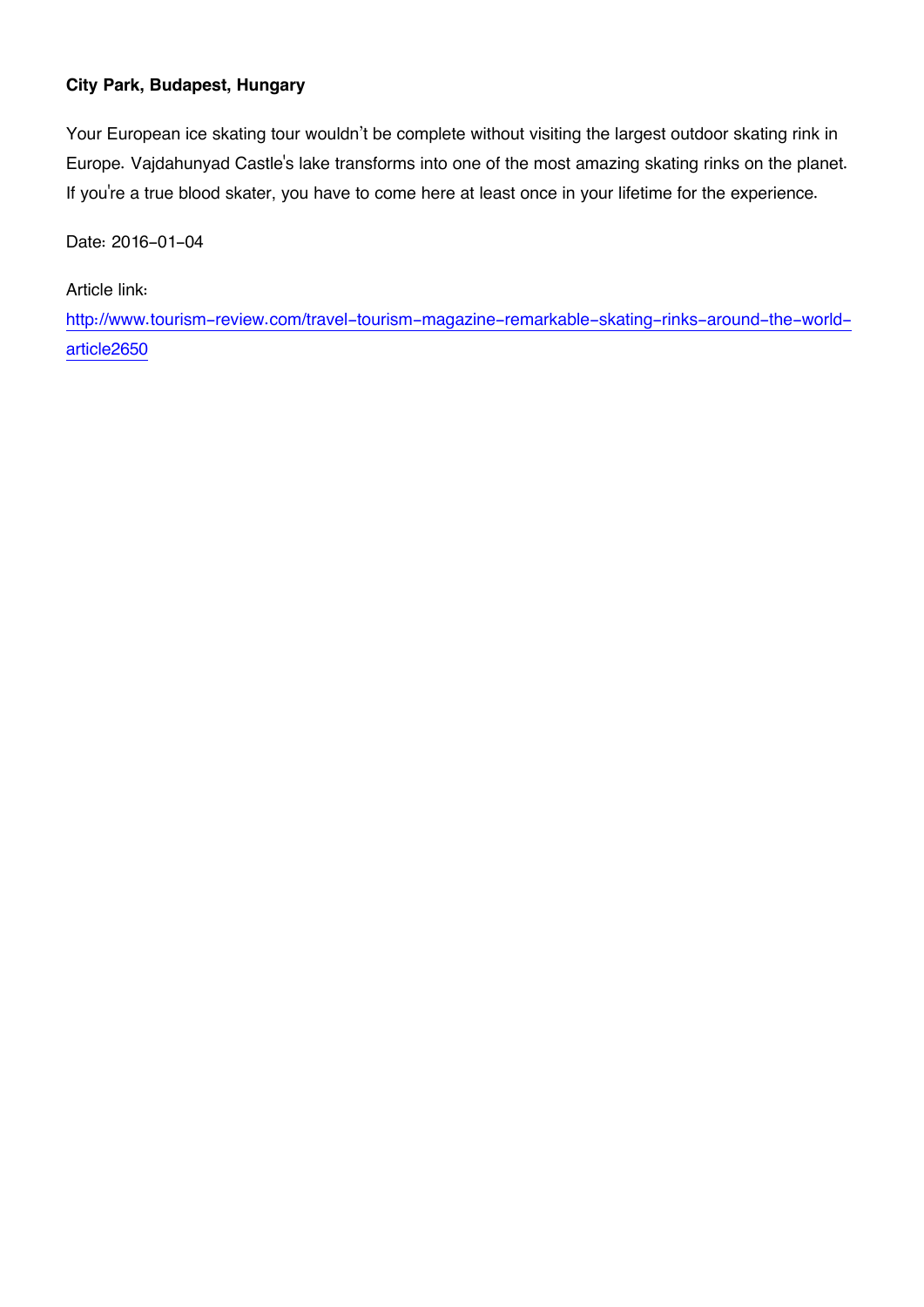**City Park, Budapest, Hungary**

Your European ice skating tour wouldn't be complete without visiting the largest outdoor skating rink in Europe. Vajdahunyad Castle's lake transforms into one of the most amazing skating rinks on the planet. If you're a true blood skater, you have to come here at least once in your lifetime for the experience.

Date: 2016-01-04

Article link:
[http://www.tourism-review.com/travel-tourism-magazine-remarkable-skating-rinks-around-the-world-article2650](http://www.tourism-review.com/travel-tourism-magazine-remarkable-skating-rinks-around-the-world-article2650)